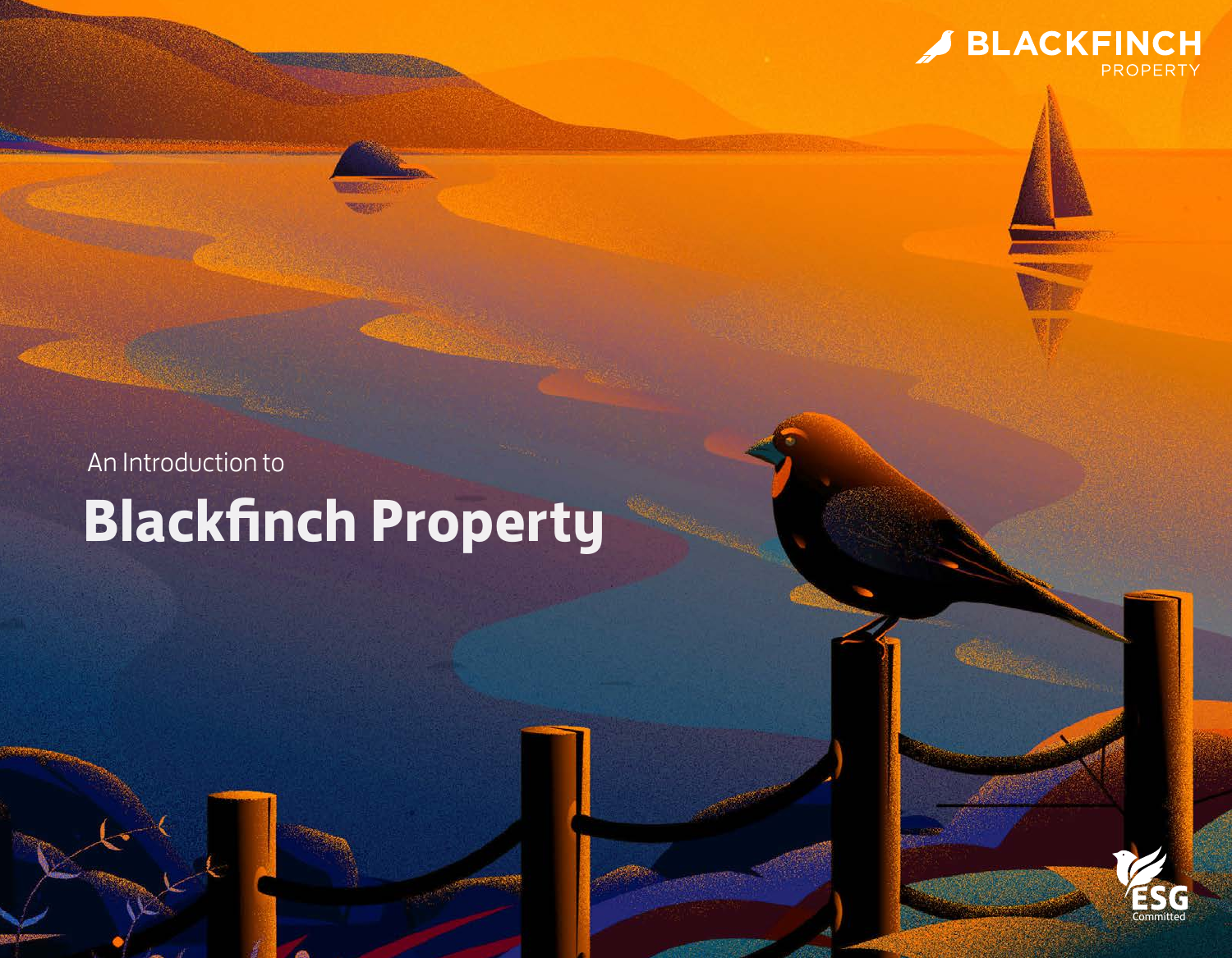BLACKFINCH
PROPERTY

An Introduction to

# Blackfinch Property

ESG
Committed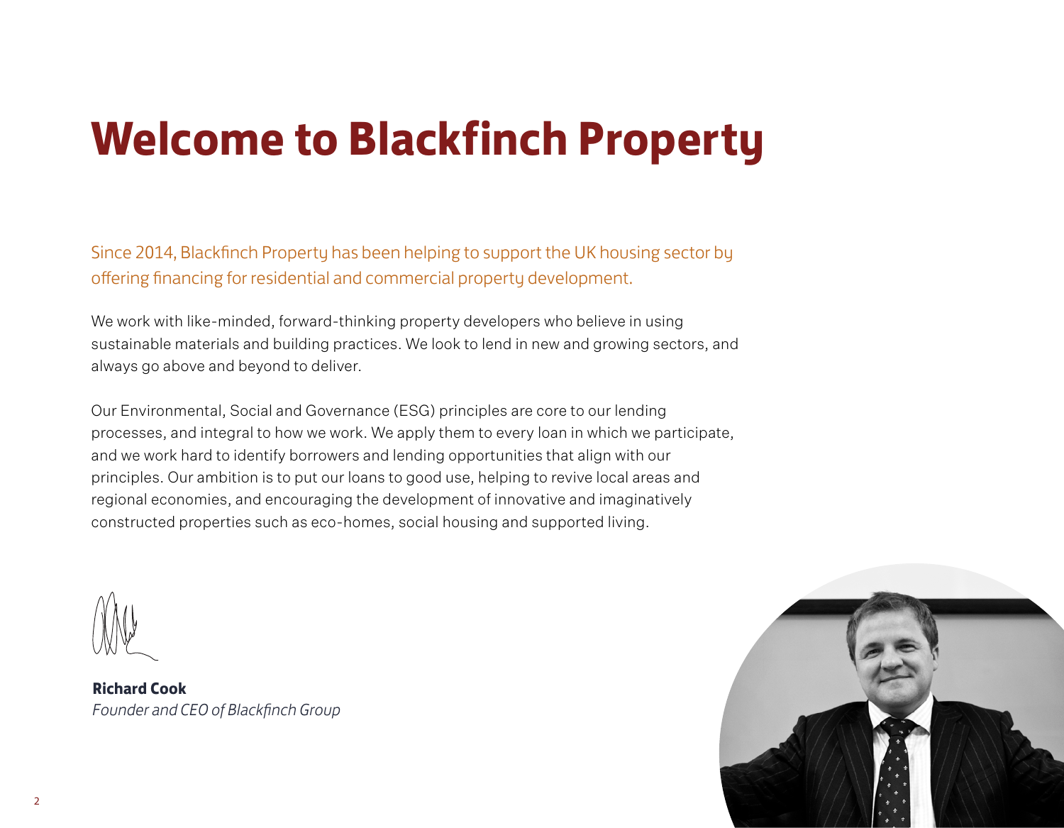# Welcome to Blackfinch Property

Since 2014, Blackfinch Property has been helping to support the UK housing sector by offering financing for residential and commercial property development.

We work with like-minded, forward-thinking property developers who believe in using sustainable materials and building practices. We look to lend in new and growing sectors, and always go above and beyond to deliver.

Our Environmental, Social and Governance (ESG) principles are core to our lending processes, and integral to how we work. We apply them to every loan in which we participate, and we work hard to identify borrowers and lending opportunities that align with our principles. Our ambition is to put our loans to good use, helping to revive local areas and regional economies, and encouraging the development of innovative and imaginatively constructed properties such as eco-homes, social housing and supported living.

**Richard Cook**
*Founder and CEO of Blackfinch Group*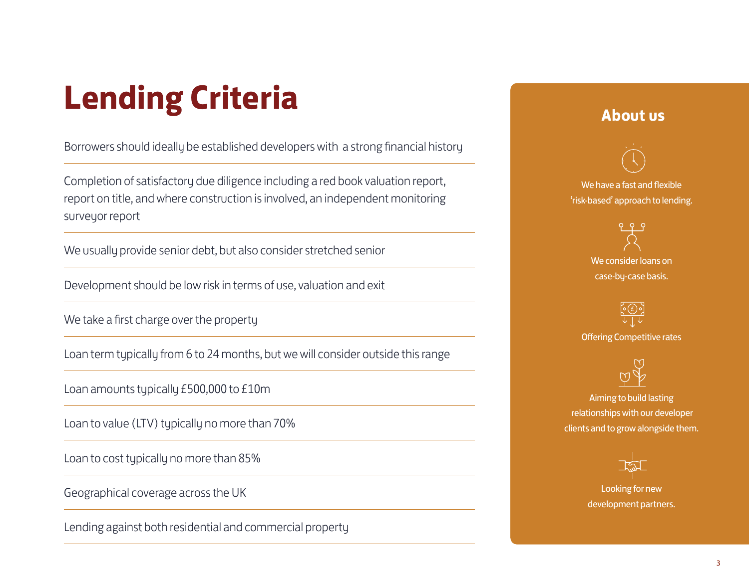# Lending Criteria

Borrowers should ideally be established developers with a strong financial history

Completion of satisfactory due diligence including a red book valuation report, report on title, and where construction is involved, an independent monitoring surveyor report

We usually provide senior debt, but also consider stretched senior

Development should be low risk in terms of use, valuation and exit

We take a first charge over the property

Loan term typically from 6 to 24 months, but we will consider outside this range

Loan amounts typically £500,000 to £10m

Loan to value (LTV) typically no more than 70%

Loan to cost typically no more than 85%

Geographical coverage across the UK

Lending against both residential and commercial property

## About us

We have a fast and flexible 'risk-based' approach to lending.

We consider loans on case-by-case basis.

Offering Competitive rates

Aiming to build lasting relationships with our developer clients and to grow alongside them.

Looking for new development partners.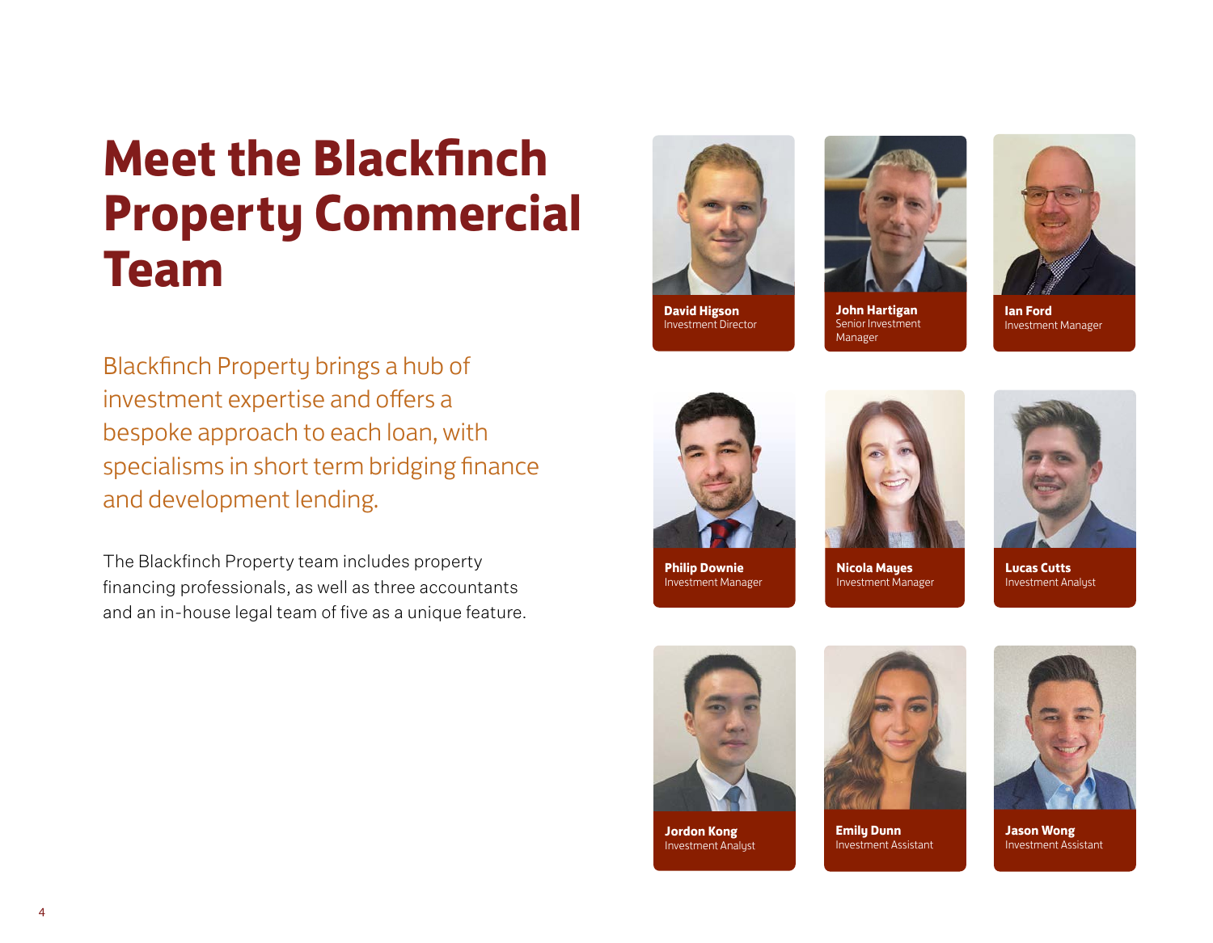# Meet the Blackfinch Property Commercial Team

Blackfinch Property brings a hub of investment expertise and offers a bespoke approach to each loan, with specialisms in short term bridging finance and development lending.

The Blackfinch Property team includes property financing professionals, as well as three accountants and an in-house legal team of five as a unique feature.

**David Higson**
Investment Director

**John Hartigan**
Senior Investment Manager

**Ian Ford**
Investment Manager

**Philip Downie**
Investment Manager

**Nicola Mayes**
Investment Manager

**Lucas Cutts**
Investment Analyst

**Jordon Kong**
Investment Analyst

**Emily Dunn**
Investment Assistant

**Jason Wong**
Investment Assistant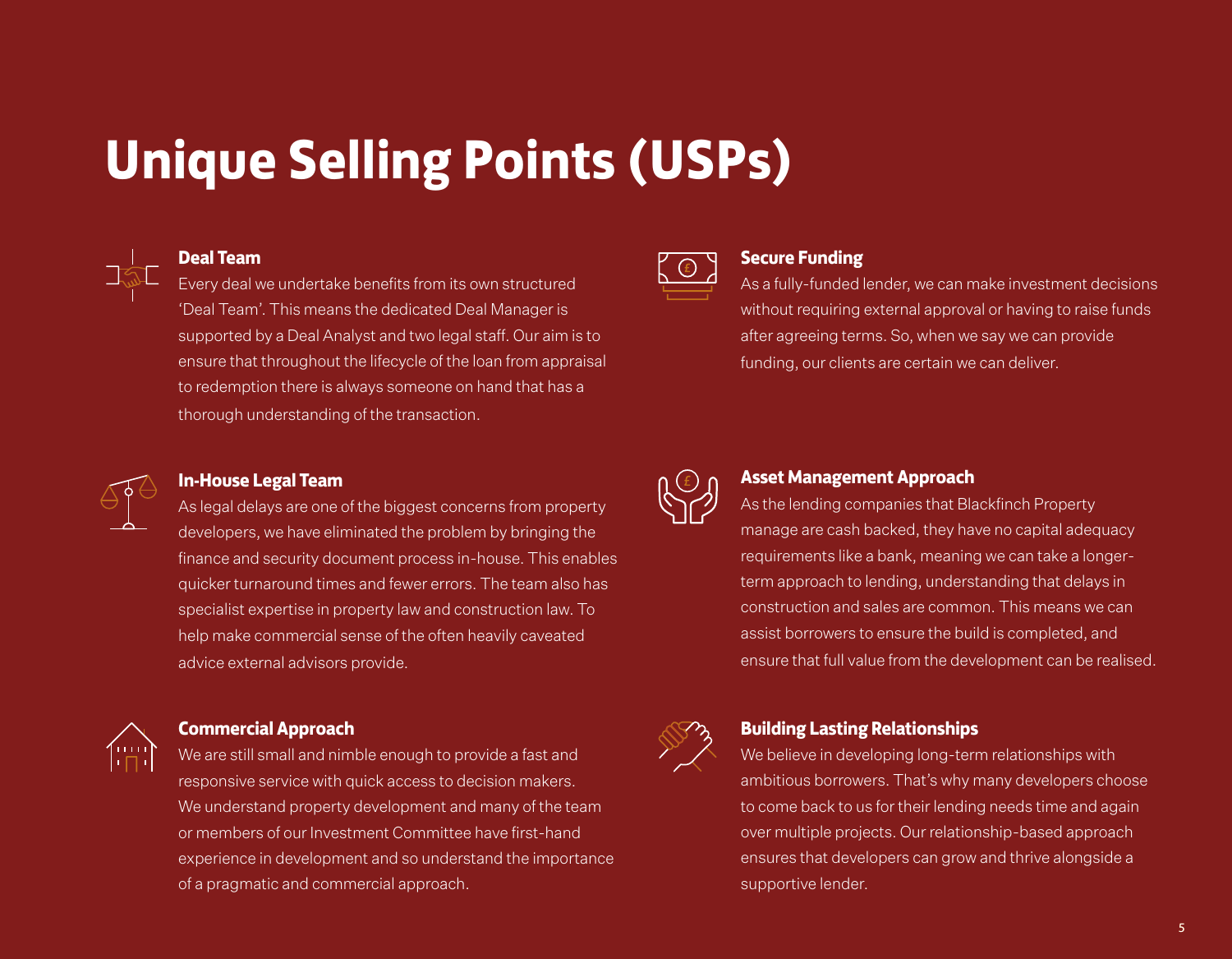# Unique Selling Points (USPs)

### Deal Team

Every deal we undertake benefits from its own structured 'Deal Team'. This means the dedicated Deal Manager is supported by a Deal Analyst and two legal staff. Our aim is to ensure that throughout the lifecycle of the loan from appraisal to redemption there is always someone on hand that has a thorough understanding of the transaction.

### In-House Legal Team

As legal delays are one of the biggest concerns from property developers, we have eliminated the problem by bringing the finance and security document process in-house. This enables quicker turnaround times and fewer errors. The team also has specialist expertise in property law and construction law. To help make commercial sense of the often heavily caveated advice external advisors provide.

### Commercial Approach

We are still small and nimble enough to provide a fast and responsive service with quick access to decision makers. We understand property development and many of the team or members of our Investment Committee have first-hand experience in development and so understand the importance of a pragmatic and commercial approach.

### Secure Funding

As a fully-funded lender, we can make investment decisions without requiring external approval or having to raise funds after agreeing terms. So, when we say we can provide funding, our clients are certain we can deliver.

### Asset Management Approach

As the lending companies that Blackfinch Property manage are cash backed, they have no capital adequacy requirements like a bank, meaning we can take a longer-term approach to lending, understanding that delays in construction and sales are common. This means we can assist borrowers to ensure the build is completed, and ensure that full value from the development can be realised.

### Building Lasting Relationships

We believe in developing long-term relationships with ambitious borrowers. That's why many developers choose to come back to us for their lending needs time and again over multiple projects. Our relationship-based approach ensures that developers can grow and thrive alongside a supportive lender.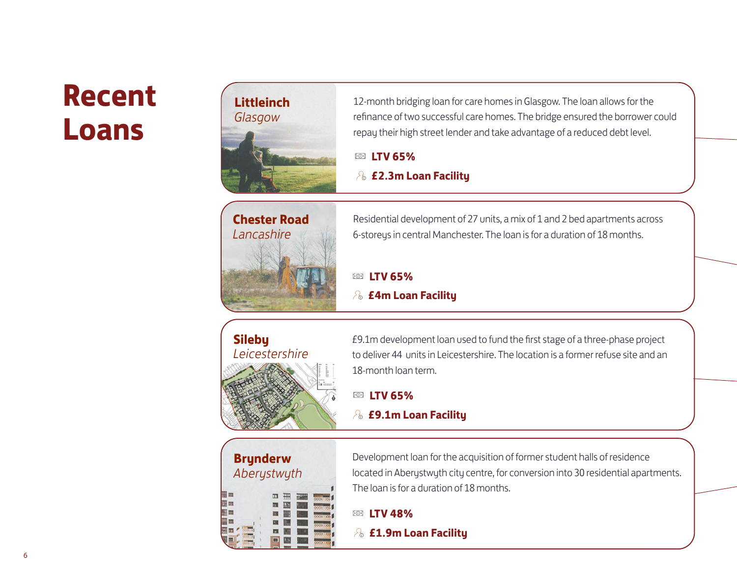# Recent Loans

## Littleinch
*Glasgow*

12-month bridging loan for care homes in Glasgow. The loan allows for the refinance of two successful care homes. The bridge ensured the borrower could repay their high street lender and take advantage of a reduced debt level.

**LTV 65%**

**£2.3m Loan Facility**

## Chester Road
*Lancashire*

Residential development of 27 units, a mix of 1 and 2 bed apartments across 6-storeys in central Manchester. The loan is for a duration of 18 months.

**LTV 65%**

**£4m Loan Facility**

## Sileby
*Leicestershire*

£9.1m development loan used to fund the first stage of a three-phase project to deliver 44 units in Leicestershire. The location is a former refuse site and an 18-month loan term.

**LTV 65%**

**£9.1m Loan Facility**

## Brynderw
*Aberystwyth*

Development loan for the acquisition of former student halls of residence located in Aberystwyth city centre, for conversion into 30 residential apartments. The loan is for a duration of 18 months.

**LTV 48%**

**£1.9m Loan Facility**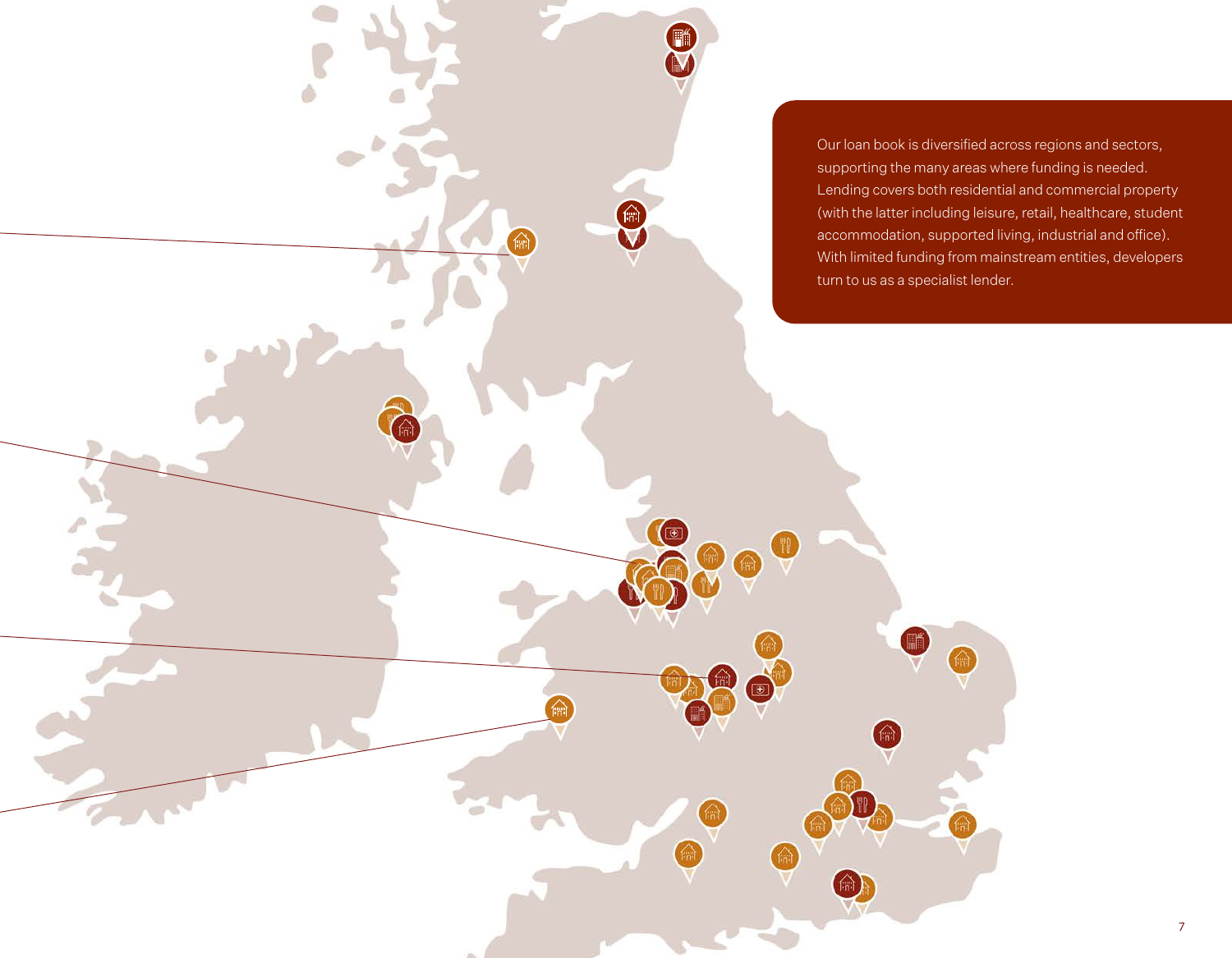Our loan book is diversified across regions and sectors, supporting the many areas where funding is needed. Lending covers both residential and commercial property (with the latter including leisure, retail, healthcare, student accommodation, supported living, industrial and office). With limited funding from mainstream entities, developers turn to us as a specialist lender.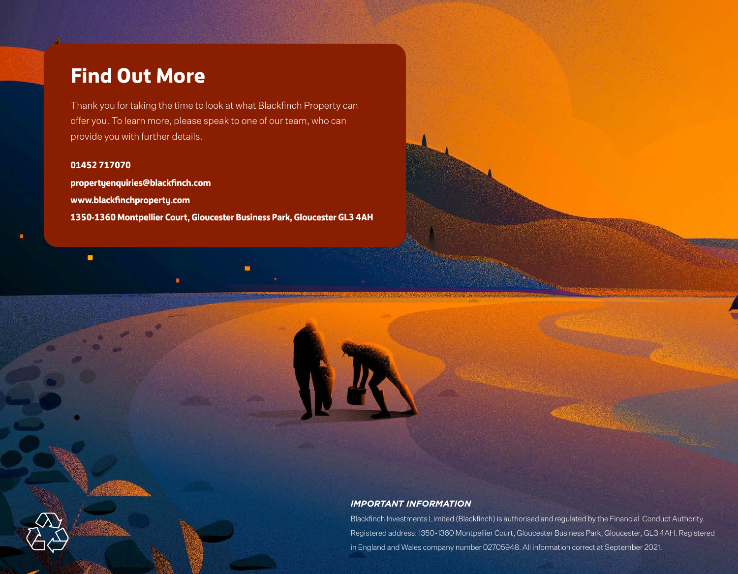# Find Out More

Thank you for taking the time to look at what Blackfinch Property can offer you. To learn more, please speak to one of our team, who can provide you with further details.

**01452 717070**

**propertyenquiries@blackfinch.com**

**www.blackfinchproperty.com**

**1350-1360 Montpellier Court, Gloucester Business Park, Gloucester GL3 4AH**

***IMPORTANT INFORMATION***

Blackfinch Investments Limited (Blackfinch) is authorised and regulated by the Financial Conduct Authority. Registered address: 1350-1360 Montpellier Court, Gloucester Business Park, Gloucester, GL3 4AH. Registered in England and Wales company number 02705948. All information correct at September 2021.